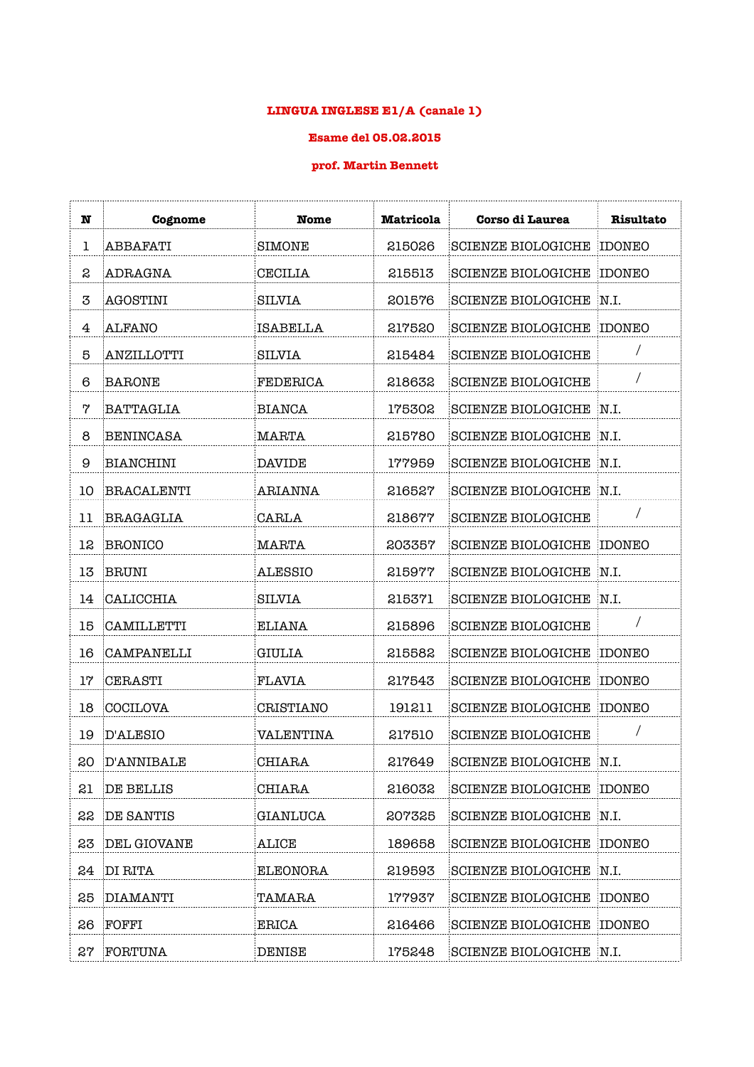**LINGUA INGLESE E1/A (canale 1)**

**Esame del 05.02.2015**

**prof. Martin Bennett**

| N | Cognome | Nome | Matricola | Corso di Laurea | Risultato |
|---|---|---|---|---|---|
| 1 | ABBAFATI | SIMONE | 215026 | SCIENZE BIOLOGICHE | IDONEO |
| 2 | ADRAGNA | CECILIA | 215513 | SCIENZE BIOLOGICHE | IDONEO |
| 3 | AGOSTINI | SILVIA | 201576 | SCIENZE BIOLOGICHE | N.I. |
| 4 | ALFANO | ISABELLA | 217520 | SCIENZE BIOLOGICHE | IDONEO |
| 5 | ANZILLOTTI | SILVIA | 215484 | SCIENZE BIOLOGICHE | / |
| 6 | BARONE | FEDERICA | 218632 | SCIENZE BIOLOGICHE | / |
| 7 | BATTAGLIA | BIANCA | 175302 | SCIENZE BIOLOGICHE | N.I. |
| 8 | BENINCASA | MARTA | 215780 | SCIENZE BIOLOGICHE | N.I. |
| 9 | BIANCHINI | DAVIDE | 177959 | SCIENZE BIOLOGICHE | N.I. |
| 10 | BRACALENTI | ARIANNA | 216527 | SCIENZE BIOLOGICHE | N.I. |
| 11 | BRAGAGLIA | CARLA | 218677 | SCIENZE BIOLOGICHE | / |
| 12 | BRONICO | MARTA | 203357 | SCIENZE BIOLOGICHE | IDONEO |
| 13 | BRUNI | ALESSIO | 215977 | SCIENZE BIOLOGICHE | N.I. |
| 14 | CALICCHIA | SILVIA | 215371 | SCIENZE BIOLOGICHE | N.I. |
| 15 | CAMILLETTI | ELIANA | 215896 | SCIENZE BIOLOGICHE | / |
| 16 | CAMPANELLI | GIULIA | 215582 | SCIENZE BIOLOGICHE | IDONEO |
| 17 | CERASTI | FLAVIA | 217543 | SCIENZE BIOLOGICHE | IDONEO |
| 18 | COCILOVA | CRISTIANO | 191211 | SCIENZE BIOLOGICHE | IDONEO |
| 19 | D'ALESIO | VALENTINA | 217510 | SCIENZE BIOLOGICHE | / |
| 20 | D'ANNIBALE | CHIARA | 217649 | SCIENZE BIOLOGICHE | N.I. |
| 21 | DE BELLIS | CHIARA | 216032 | SCIENZE BIOLOGICHE | IDONEO |
| 22 | DE SANTIS | GIANLUCA | 207325 | SCIENZE BIOLOGICHE | N.I. |
| 23 | DEL GIOVANE | ALICE | 189658 | SCIENZE BIOLOGICHE | IDONEO |
| 24 | DI RITA | ELEONORA | 219593 | SCIENZE BIOLOGICHE | N.I. |
| 25 | DIAMANTI | TAMARA | 177937 | SCIENZE BIOLOGICHE | IDONEO |
| 26 | FOFFI | ERICA | 216466 | SCIENZE BIOLOGICHE | IDONEO |
| 27 | FORTUNA | DENISE | 175248 | SCIENZE BIOLOGICHE | N.I. |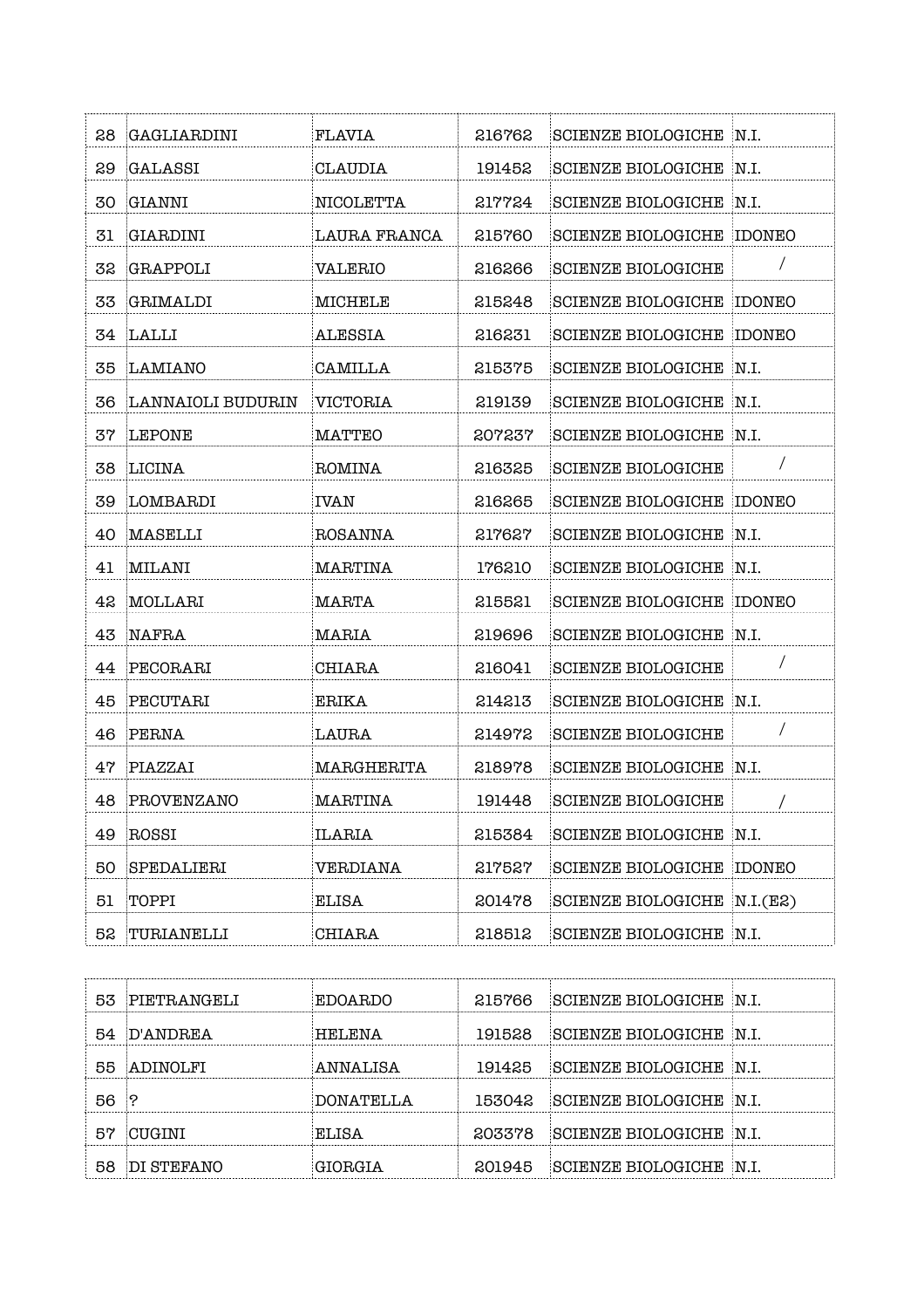| | | | | | |
|---|---|---|---|---|---|
| 28 | GAGLIARDINI | FLAVIA | 216762 | SCIENZE BIOLOGICHE | N.I. |
| 29 | GALASSI | CLAUDIA | 191452 | SCIENZE BIOLOGICHE | N.I. |
| 30 | GIANNI | NICOLETTA | 217724 | SCIENZE BIOLOGICHE | N.I. |
| 31 | GIARDINI | LAURA FRANCA | 215760 | SCIENZE BIOLOGICHE | IDONEO |
| 32 | GRAPPOLI | VALERIO | 216266 | SCIENZE BIOLOGICHE | / |
| 33 | GRIMALDI | MICHELE | 215248 | SCIENZE BIOLOGICHE | IDONEO |
| 34 | LALLI | ALESSIA | 216231 | SCIENZE BIOLOGICHE | IDONEO |
| 35 | LAMIANO | CAMILLA | 215375 | SCIENZE BIOLOGICHE | N.I. |
| 36 | LANNAIOLI BUDURIN | VICTORIA | 219139 | SCIENZE BIOLOGICHE | N.I. |
| 37 | LEPONE | MATTEO | 207237 | SCIENZE BIOLOGICHE | N.I. |
| 38 | LICINA | ROMINA | 216325 | SCIENZE BIOLOGICHE | / |
| 39 | LOMBARDI | IVAN | 216265 | SCIENZE BIOLOGICHE | IDONEO |
| 40 | MASELLI | ROSANNA | 217627 | SCIENZE BIOLOGICHE | N.I. |
| 41 | MILANI | MARTINA | 176210 | SCIENZE BIOLOGICHE | N.I. |
| 42 | MOLLARI | MARTA | 215521 | SCIENZE BIOLOGICHE | IDONEO |
| 43 | NAFRA | MARIA | 219696 | SCIENZE BIOLOGICHE | N.I. |
| 44 | PECORARI | CHIARA | 216041 | SCIENZE BIOLOGICHE | / |
| 45 | PECUTARI | ERIKA | 214213 | SCIENZE BIOLOGICHE | N.I. |
| 46 | PERNA | LAURA | 214972 | SCIENZE BIOLOGICHE | / |
| 47 | PIAZZAI | MARGHERITA | 218978 | SCIENZE BIOLOGICHE | N.I. |
| 48 | PROVENZANO | MARTINA | 191448 | SCIENZE BIOLOGICHE | / |
| 49 | ROSSI | ILARIA | 215384 | SCIENZE BIOLOGICHE | N.I. |
| 50 | SPEDALIERI | VERDIANA | 217527 | SCIENZE BIOLOGICHE | IDONEO |
| 51 | TOPPI | ELISA | 201478 | SCIENZE BIOLOGICHE | N.I.(E2) |
| 52 | TURIANELLI | CHIARA | 218512 | SCIENZE BIOLOGICHE | N.I. |

| | | | | | |
|---|---|---|---|---|---|
| 53 | PIETRANGELI | EDOARDO | 215766 | SCIENZE BIOLOGICHE | N.I. |
| 54 | D'ANDREA | HELENA | 191528 | SCIENZE BIOLOGICHE | N.I. |
| 55 | ADINOLFI | ANNALISA | 191425 | SCIENZE BIOLOGICHE | N.I. |
| 56 | ? | DONATELLA | 153042 | SCIENZE BIOLOGICHE | N.I. |
| 57 | CUGINI | ELISA | 203378 | SCIENZE BIOLOGICHE | N.I. |
| 58 | DI STEFANO | GIORGIA | 201945 | SCIENZE BIOLOGICHE | N.I. |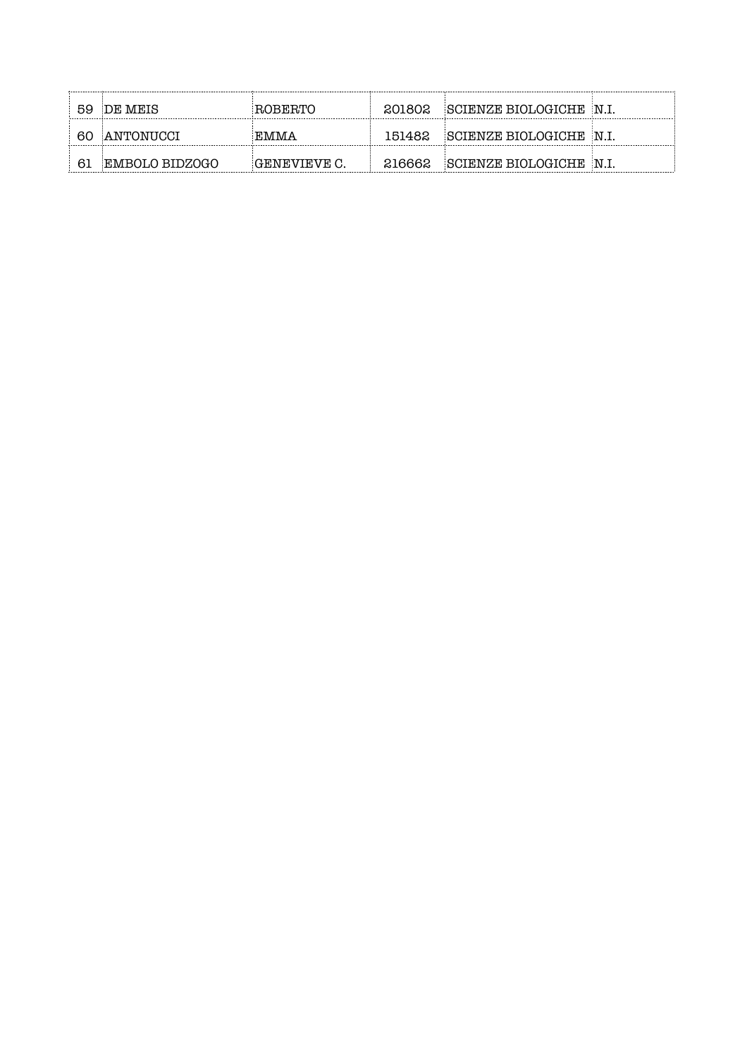| | | | | | |
|---|---|---|---|---|---|
| 59 | DE MEIS | ROBERTO | 201802 | SCIENZE BIOLOGICHE | N.I. |
| 60 | ANTONUCCI | EMMA | 151482 | SCIENZE BIOLOGICHE | N.I. |
| 61 | EMBOLO BIDZOGO | GENEVIEVE C. | 216662 | SCIENZE BIOLOGICHE | N.I. |